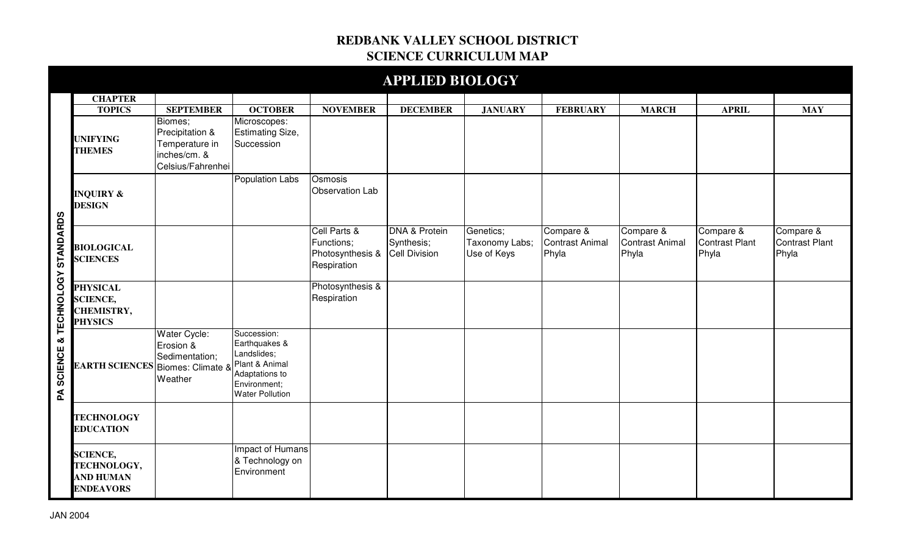# REDBANK VALLEY SCHOOL DISTRICT
## SCIENCE CURRICULUM MAP

## APPLIED BIOLOGY

**PA SCIENCE & TECHNOLOGY STANDARDS**

| CHAPTER TOPICS | SEPTEMBER | OCTOBER | NOVEMBER | DECEMBER | JANUARY | FEBRUARY | MARCH | APRIL | MAY |
|---|---|---|---|---|---|---|---|---|---|
| **UNIFYING THEMES** | Biomes; Precipitation & Temperature in inches/cm. & Celsius/Fahrenhei | Microscopes: Estimating Size, Succession | | | | | | | |
| **INQUIRY & DESIGN** | | Population Labs | Osmosis Observation Lab | | | | | | |
| **BIOLOGICAL SCIENCES** | | | Cell Parts & Functions; Photosynthesis & Respiration | DNA & Protein Synthesis; Cell Division | Genetics; Taxonomy Labs; Use of Keys | Compare & Contrast Animal Phyla | Compare & Contrast Animal Phyla | Compare & Contrast Plant Phyla | Compare & Contrast Plant Phyla |
| **PHYSICAL SCIENCE, CHEMISTRY, PHYSICS** | | | Photosynthesis & Respiration | | | | | | |
| **EARTH SCIENCES** | Water Cycle: Erosion & Sedimentation; Biomes: Climate & Weather | Succession: Earthquakes & Landslides; Plant & Animal Adaptations to Environment; Water Pollution | | | | | | | |
| **TECHNOLOGY EDUCATION** | | | | | | | | | |
| **SCIENCE, TECHNOLOGY, AND HUMAN ENDEAVORS** | | Impact of Humans & Technology on Environment | | | | | | | |

JAN 2004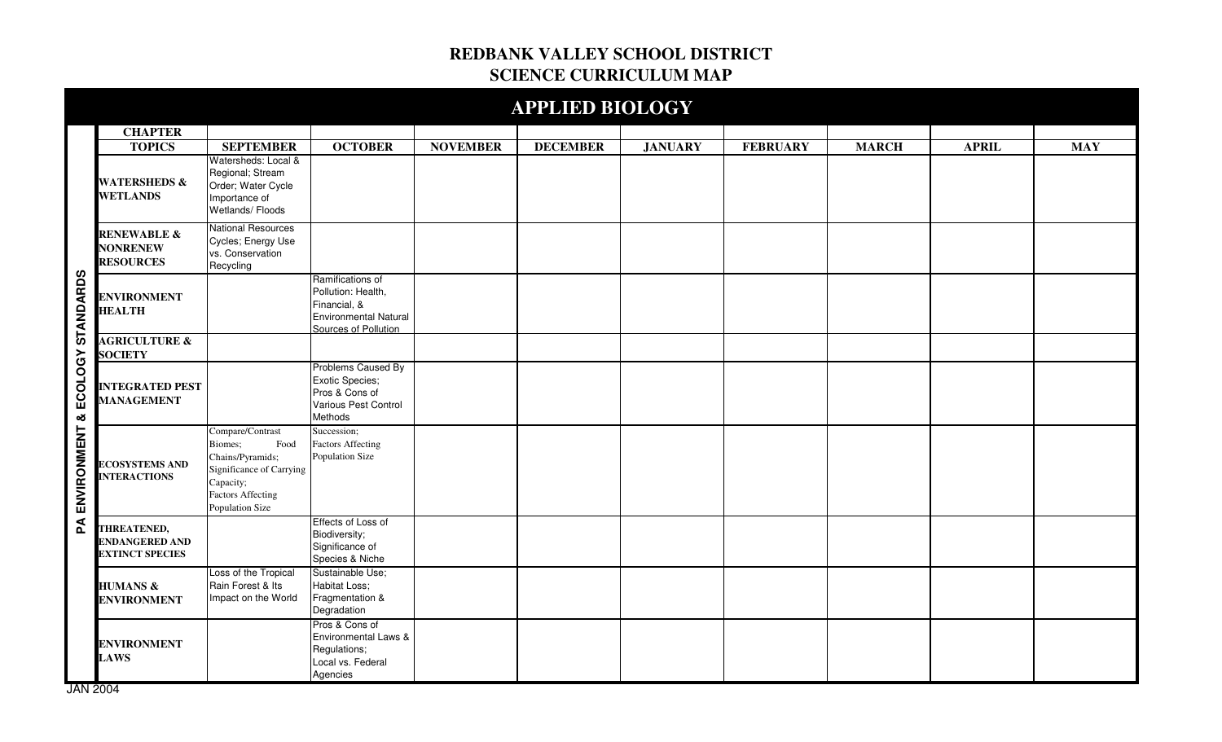# REDBANK VALLEY SCHOOL DISTRICT
## SCIENCE CURRICULUM MAP

## APPLIED BIOLOGY

PA ENVIRONMENT & ECOLOGY STANDARDS

| CHAPTER TOPICS | SEPTEMBER | OCTOBER | NOVEMBER | DECEMBER | JANUARY | FEBRUARY | MARCH | APRIL | MAY |
|---|---|---|---|---|---|---|---|---|---|
| **WATERSHEDS & WETLANDS** | Watersheds: Local & Regional; Stream Order; Water Cycle Importance of Wetlands/ Floods | | | | | | | | |
| **RENEWABLE & NONRENEW RESOURCES** | National Resources Cycles; Energy Use vs. Conservation Recycling | | | | | | | | |
| **ENVIRONMENT HEALTH** | | Ramifications of Pollution: Health, Financial, & Environmental Natural Sources of Pollution | | | | | | | |
| **AGRICULTURE & SOCIETY** | | | | | | | | | |
| **INTEGRATED PEST MANAGEMENT** | | Problems Caused By Exotic Species; Pros & Cons of Various Pest Control Methods | | | | | | | |
| **ECOSYSTEMS AND INTERACTIONS** | Compare/Contrast Biomes; Food Chains/Pyramids; Significance of Carrying Capacity; Factors Affecting Population Size | Succession; Factors Affecting Population Size | | | | | | | |
| **THREATENED, ENDANGERED AND EXTINCT SPECIES** | | Effects of Loss of Biodiversity; Significance of Species & Niche | | | | | | | |
| **HUMANS & ENVIRONMENT** | Loss of the Tropical Rain Forest & Its Impact on the World | Sustainable Use; Habitat Loss; Fragmentation & Degradation | | | | | | | |
| **ENVIRONMENT LAWS** | | Pros & Cons of Environmental Laws & Regulations; Local vs. Federal Agencies | | | | | | | |

JAN 2004